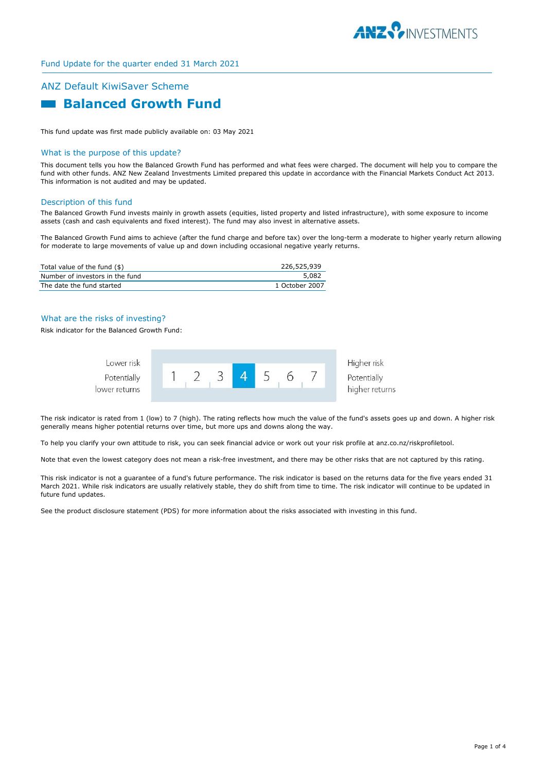Fund Update for the quarter ended 31 March 2021

## ANZ Default KiwiSaver Scheme

# Balanced Growth Fund

This fund update was first made publicly available on: 03 May 2021

## What is the purpose of this update?

This document tells you how the Balanced Growth Fund has performed and what fees were charged. The document will help you to compare the fund with other funds. ANZ New Zealand Investments Limited prepared this update in accordance with the Financial Markets Conduct Act 2013. This information is not audited and may be updated.

## Description of this fund

The Balanced Growth Fund invests mainly in growth assets (equities, listed property and listed infrastructure), with some exposure to income assets (cash and cash equivalents and fixed interest). The fund may also invest in alternative assets.

The Balanced Growth Fund aims to achieve (after the fund charge and before tax) over the long-term a moderate to higher yearly return allowing for moderate to large movements of value up and down including occasional negative yearly returns.

| | |
|---|---|
| Total value of the fund ($) | 226,525,939 |
| Number of investors in the fund | 5,082 |
| The date the fund started | 1 October 2007 |

## What are the risks of investing?

Risk indicator for the Balanced Growth Fund:

| Lower risk<br>Potentially lower returns | 1 | 2 | 3 | **4** | 5 | 6 | 7 | Higher risk<br>Potentially higher returns |
|---|---|---|---|---|---|---|---|---|

The risk indicator is rated from 1 (low) to 7 (high). The rating reflects how much the value of the fund's assets goes up and down. A higher risk generally means higher potential returns over time, but more ups and downs along the way.

To help you clarify your own attitude to risk, you can seek financial advice or work out your risk profile at anz.co.nz/riskprofiletool.

Note that even the lowest category does not mean a risk-free investment, and there may be other risks that are not captured by this rating.

This risk indicator is not a guarantee of a fund's future performance. The risk indicator is based on the returns data for the five years ended 31 March 2021. While risk indicators are usually relatively stable, they do shift from time to time. The risk indicator will continue to be updated in future fund updates.

See the product disclosure statement (PDS) for more information about the risks associated with investing in this fund.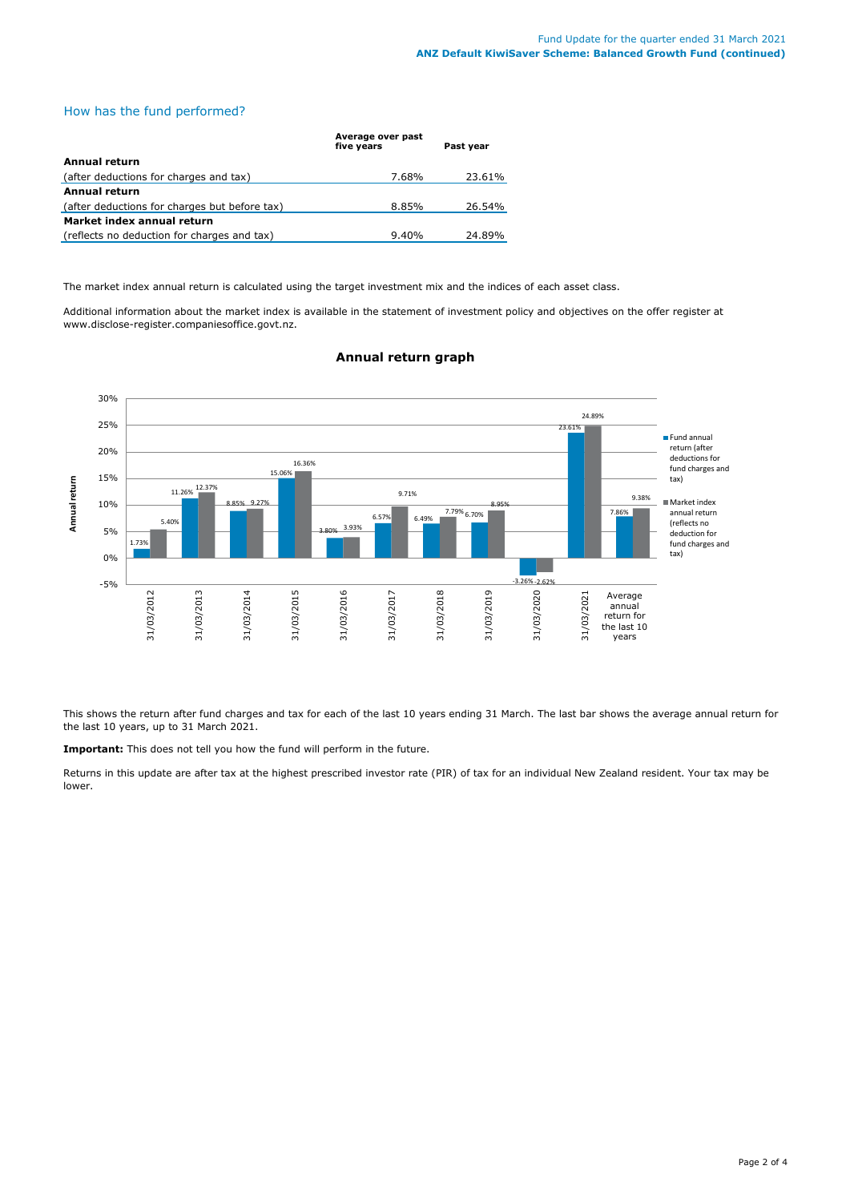## How has the fund performed?

| | Average over past five years | Past year |
|---|---|---|
| **Annual return** | | |
| (after deductions for charges and tax) | 7.68% | 23.61% |
| **Annual return** | | |
| (after deductions for charges but before tax) | 8.85% | 26.54% |
| **Market index annual return** | | |
| (reflects no deduction for charges and tax) | 9.40% | 24.89% |

The market index annual return is calculated using the target investment mix and the indices of each asset class.

Additional information about the market index is available in the statement of investment policy and objectives on the offer register at www.disclose-register.companiesoffice.govt.nz.

### Annual return graph

| | Fund annual return (after deductions for fund charges and tax) | Market index annual return (reflects no deduction for fund charges and tax) |
|---|---|---|
| 31/03/2012 | 1.73% | 5.40% |
| 31/03/2013 | 11.26% | 12.37% |
| 31/03/2014 | 8.85% | 9.27% |
| 31/03/2015 | 15.06% | 16.36% |
| 31/03/2016 | 3.80% | 3.93% |
| 31/03/2017 | 6.57% | 9.71% |
| 31/03/2018 | 6.49% | 7.79% |
| 31/03/2019 | 6.70% | 8.95% |
| 31/03/2020 | -3.26% | -2.62% |
| 31/03/2021 | 23.61% | 24.89% |
| Average annual return for the last 10 years | 7.86% | 9.38% |

This shows the return after fund charges and tax for each of the last 10 years ending 31 March. The last bar shows the average annual return for the last 10 years, up to 31 March 2021.

**Important:** This does not tell you how the fund will perform in the future.

Returns in this update are after tax at the highest prescribed investor rate (PIR) of tax for an individual New Zealand resident. Your tax may be lower.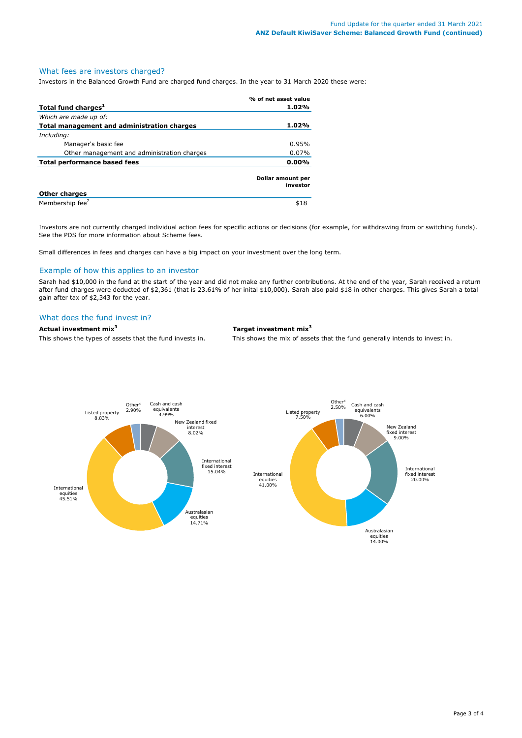## What fees are investors charged?

Investors in the Balanced Growth Fund are charged fund charges. In the year to 31 March 2020 these were:

| | % of net asset value |
|---|---|
| **Total fund charges[1]** | **1.02%** |
| *Which are made up of:* | |
| **Total management and administration charges** | **1.02%** |
| *Including:* | |
| Manager's basic fee | 0.95% |
| Other management and administration charges | 0.07% |
| **Total performance based fees** | **0.00%** |

| **Other charges** | **Dollar amount per investor** |
|---|---|
| Membership fee[2] | $18 |

Investors are not currently charged individual action fees for specific actions or decisions (for example, for withdrawing from or switching funds). See the PDS for more information about Scheme fees.

Small differences in fees and charges can have a big impact on your investment over the long term.

## Example of how this applies to an investor

Sarah had $10,000 in the fund at the start of the year and did not make any further contributions. At the end of the year, Sarah received a return after fund charges were deducted of $2,361 (that is 23.61% of her inital $10,000). Sarah also paid $18 in other charges. This gives Sarah a total gain after tax of $2,343 for the year.

## What does the fund invest in?

**Actual investment mix[3]**

This shows the types of assets that the fund invests in.

| Asset | % |
|---|---|
| Cash and cash equivalents | 4.99% |
| New Zealand fixed interest | 8.02% |
| International fixed interest | 15.04% |
| Australasian equities | 14.71% |
| International equities | 45.51% |
| Listed property | 8.83% |
| Other[4] | 2.90% |

**Target investment mix[3]**

This shows the mix of assets that the fund generally intends to invest in.

| Asset | % |
|---|---|
| Cash and cash equivalents | 6.00% |
| New Zealand fixed interest | 9.00% |
| International fixed interest | 20.00% |
| Australasian equities | 14.00% |
| International equities | 41.00% |
| Listed property | 7.50% |
| Other[4] | 2.50% |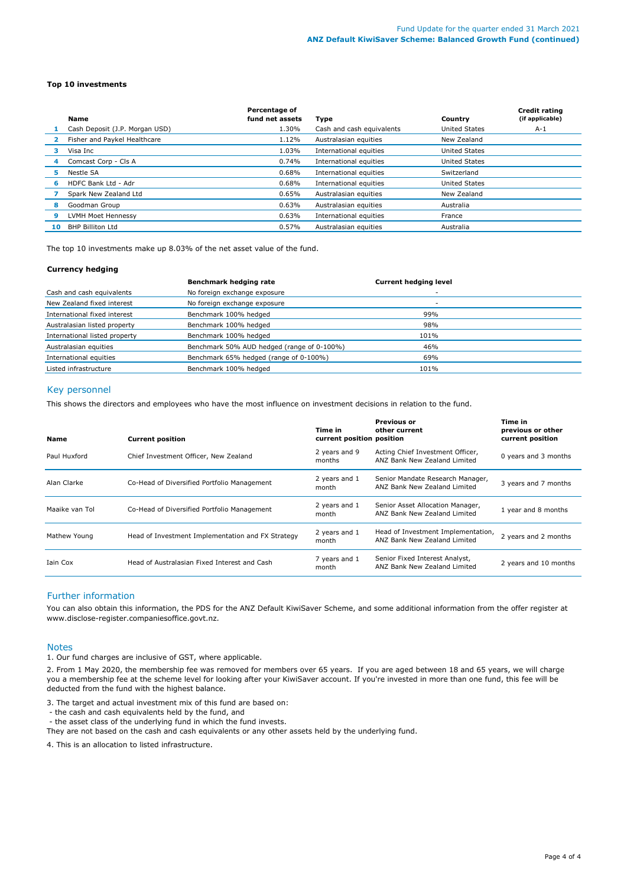### Top 10 investments

| | Name | Percentage of fund net assets | Type | Country | Credit rating (if applicable) |
|---|---|---|---|---|---|
| 1 | Cash Deposit (J.P. Morgan USD) | 1.30% | Cash and cash equivalents | United States | A-1 |
| 2 | Fisher and Paykel Healthcare | 1.12% | Australasian equities | New Zealand | |
| 3 | Visa Inc | 1.03% | International equities | United States | |
| 4 | Comcast Corp - Cls A | 0.74% | International equities | United States | |
| 5 | Nestle SA | 0.68% | International equities | Switzerland | |
| 6 | HDFC Bank Ltd - Adr | 0.68% | International equities | United States | |
| 7 | Spark New Zealand Ltd | 0.65% | Australasian equities | New Zealand | |
| 8 | Goodman Group | 0.63% | Australasian equities | Australia | |
| 9 | LVMH Moet Hennessy | 0.63% | International equities | France | |
| 10 | BHP Billiton Ltd | 0.57% | Australasian equities | Australia | |

The top 10 investments make up 8.03% of the net asset value of the fund.

### Currency hedging

| | Benchmark hedging rate | Current hedging level |
|---|---|---|
| Cash and cash equivalents | No foreign exchange exposure | - |
| New Zealand fixed interest | No foreign exchange exposure | - |
| International fixed interest | Benchmark 100% hedged | 99% |
| Australasian listed property | Benchmark 100% hedged | 98% |
| International listed property | Benchmark 100% hedged | 101% |
| Australasian equities | Benchmark 50% AUD hedged (range of 0-100%) | 46% |
| International equities | Benchmark 65% hedged (range of 0-100%) | 69% |
| Listed infrastructure | Benchmark 100% hedged | 101% |

## Key personnel

This shows the directors and employees who have the most influence on investment decisions in relation to the fund.

| Name | Current position | Time in current position | Previous or other current position | Time in previous or other current position |
|---|---|---|---|---|
| Paul Huxford | Chief Investment Officer, New Zealand | 2 years and 9 months | Acting Chief Investment Officer, ANZ Bank New Zealand Limited | 0 years and 3 months |
| Alan Clarke | Co-Head of Diversified Portfolio Management | 2 years and 1 month | Senior Mandate Research Manager, ANZ Bank New Zealand Limited | 3 years and 7 months |
| Maaike van Tol | Co-Head of Diversified Portfolio Management | 2 years and 1 month | Senior Asset Allocation Manager, ANZ Bank New Zealand Limited | 1 year and 8 months |
| Mathew Young | Head of Investment Implementation and FX Strategy | 2 years and 1 month | Head of Investment Implementation, ANZ Bank New Zealand Limited | 2 years and 2 months |
| Iain Cox | Head of Australasian Fixed Interest and Cash | 7 years and 1 month | Senior Fixed Interest Analyst, ANZ Bank New Zealand Limited | 2 years and 10 months |

## Further information

You can also obtain this information, the PDS for the ANZ Default KiwiSaver Scheme, and some additional information from the offer register at www.disclose-register.companiesoffice.govt.nz.

## Notes

1. Our fund charges are inclusive of GST, where applicable.

2. From 1 May 2020, the membership fee was removed for members over 65 years. If you are aged between 18 and 65 years, we will charge you a membership fee at the scheme level for looking after your KiwiSaver account. If you're invested in more than one fund, this fee will be deducted from the fund with the highest balance.

3. The target and actual investment mix of this fund are based on:
 - the cash and cash equivalents held by the fund, and
 - the asset class of the underlying fund in which the fund invests.
They are not based on the cash and cash equivalents or any other assets held by the underlying fund.

4. This is an allocation to listed infrastructure.